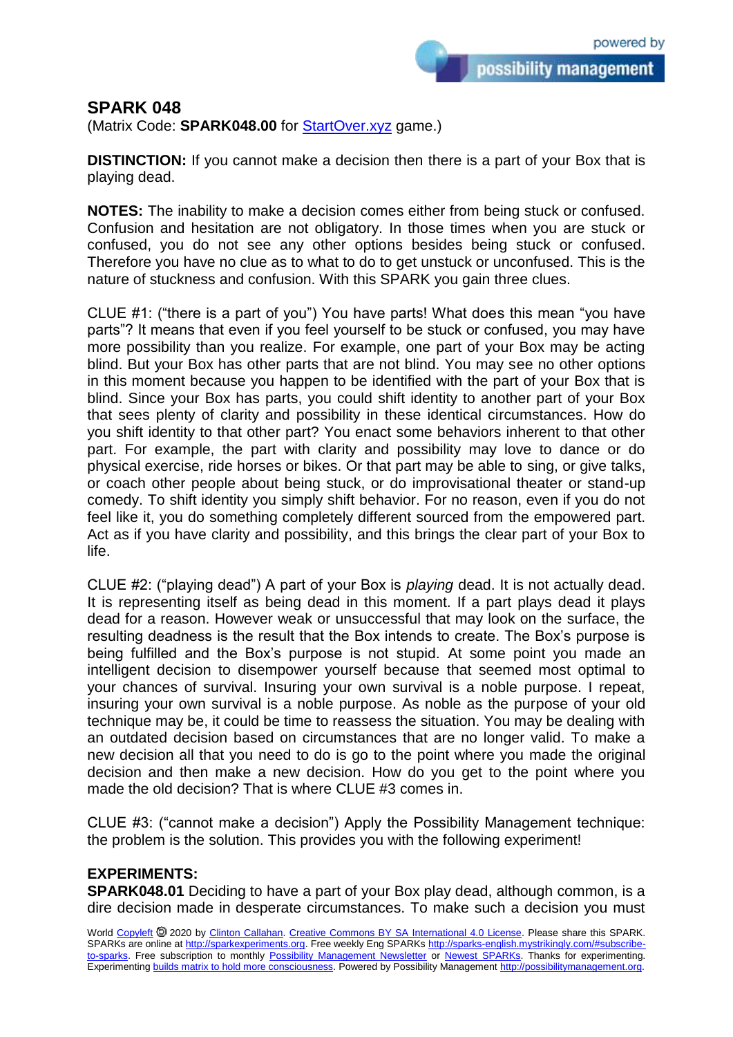## SPARK 048

(Matrix Code: **SPARK048.00** for StartOver.xyz game.)

**DISTINCTION:** If you cannot make a decision then there is a part of your Box that is playing dead.

**NOTES:** The inability to make a decision comes either from being stuck or confused. Confusion and hesitation are not obligatory. In those times when you are stuck or confused, you do not see any other options besides being stuck or confused. Therefore you have no clue as to what to do to get unstuck or unconfused. This is the nature of stuckness and confusion. With this SPARK you gain three clues.

CLUE #1: ("there is a part of you") You have parts! What does this mean "you have parts"? It means that even if you feel yourself to be stuck or confused, you may have more possibility than you realize. For example, one part of your Box may be acting blind. But your Box has other parts that are not blind. You may see no other options in this moment because you happen to be identified with the part of your Box that is blind. Since your Box has parts, you could shift identity to another part of your Box that sees plenty of clarity and possibility in these identical circumstances. How do you shift identity to that other part? You enact some behaviors inherent to that other part. For example, the part with clarity and possibility may love to dance or do physical exercise, ride horses or bikes. Or that part may be able to sing, or give talks, or coach other people about being stuck, or do improvisational theater or stand-up comedy. To shift identity you simply shift behavior. For no reason, even if you do not feel like it, you do something completely different sourced from the empowered part. Act as if you have clarity and possibility, and this brings the clear part of your Box to life.

CLUE #2: ("playing dead") A part of your Box is *playing* dead. It is not actually dead. It is representing itself as being dead in this moment. If a part plays dead it plays dead for a reason. However weak or unsuccessful that may look on the surface, the resulting deadness is the result that the Box intends to create. The Box's purpose is being fulfilled and the Box's purpose is not stupid. At some point you made an intelligent decision to disempower yourself because that seemed most optimal to your chances of survival. Insuring your own survival is a noble purpose. I repeat, insuring your own survival is a noble purpose. As noble as the purpose of your old technique may be, it could be time to reassess the situation. You may be dealing with an outdated decision based on circumstances that are no longer valid. To make a new decision all that you need to do is go to the point where you made the original decision and then make a new decision. How do you get to the point where you made the old decision? That is where CLUE #3 comes in.

CLUE #3: ("cannot make a decision") Apply the Possibility Management technique: the problem is the solution. This provides you with the following experiment!

**EXPERIMENTS:**

**SPARK048.01** Deciding to have a part of your Box play dead, although common, is a dire decision made in desperate circumstances. To make such a decision you must

World Copyleft 🄯 2020 by Clinton Callahan. Creative Commons BY SA International 4.0 License. Please share this SPARK. SPARKs are online at http://sparkexperiments.org. Free weekly Eng SPARKs http://sparks-english.mystrikingly.com/#subscribe-to-sparks. Free subscription to monthly Possibility Management Newsletter or Newest SPARKs. Thanks for experimenting. Experimenting builds matrix to hold more consciousness. Powered by Possibility Management http://possibilitymanagement.org.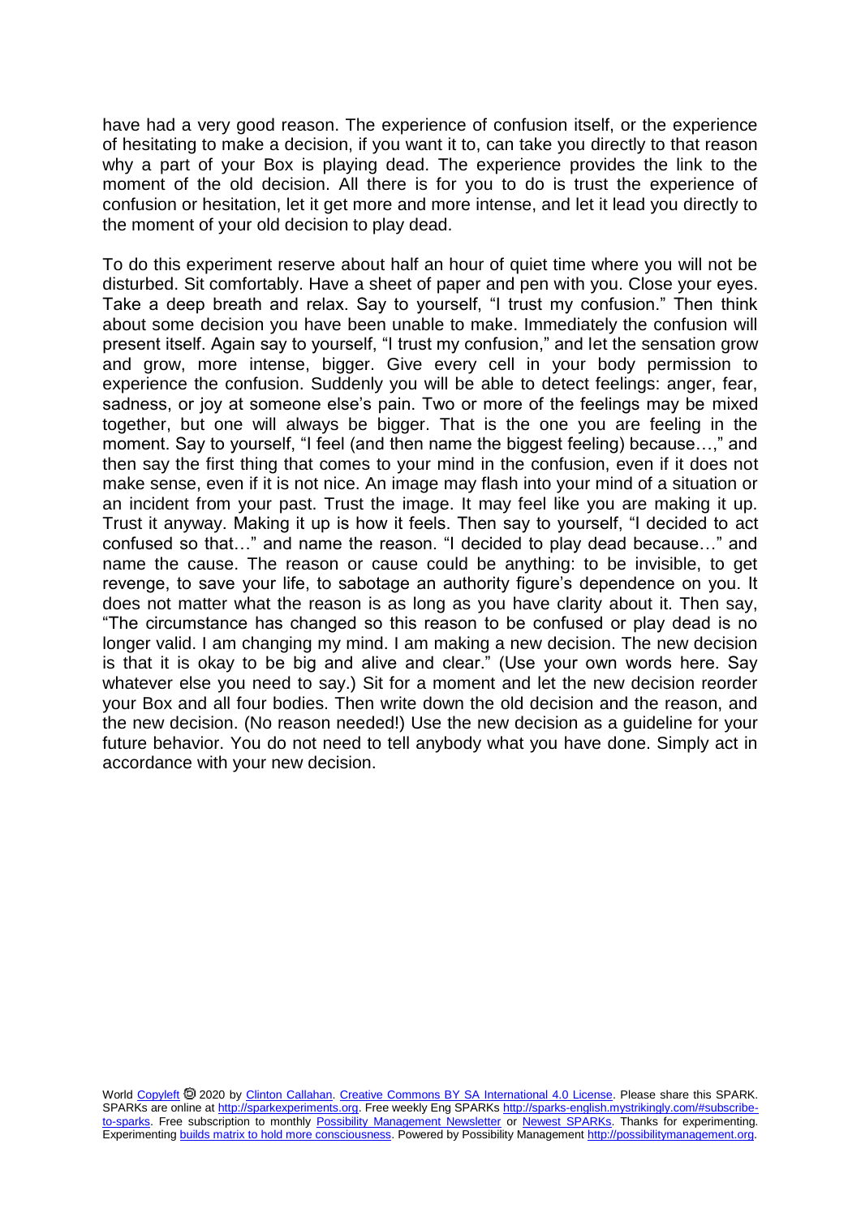have had a very good reason. The experience of confusion itself, or the experience of hesitating to make a decision, if you want it to, can take you directly to that reason why a part of your Box is playing dead. The experience provides the link to the moment of the old decision. All there is for you to do is trust the experience of confusion or hesitation, let it get more and more intense, and let it lead you directly to the moment of your old decision to play dead.

To do this experiment reserve about half an hour of quiet time where you will not be disturbed. Sit comfortably. Have a sheet of paper and pen with you. Close your eyes. Take a deep breath and relax. Say to yourself, "I trust my confusion." Then think about some decision you have been unable to make. Immediately the confusion will present itself. Again say to yourself, "I trust my confusion," and let the sensation grow and grow, more intense, bigger. Give every cell in your body permission to experience the confusion. Suddenly you will be able to detect feelings: anger, fear, sadness, or joy at someone else's pain. Two or more of the feelings may be mixed together, but one will always be bigger. That is the one you are feeling in the moment. Say to yourself, "I feel (and then name the biggest feeling) because…," and then say the first thing that comes to your mind in the confusion, even if it does not make sense, even if it is not nice. An image may flash into your mind of a situation or an incident from your past. Trust the image. It may feel like you are making it up. Trust it anyway. Making it up is how it feels. Then say to yourself, "I decided to act confused so that…" and name the reason. "I decided to play dead because…" and name the cause. The reason or cause could be anything: to be invisible, to get revenge, to save your life, to sabotage an authority figure's dependence on you. It does not matter what the reason is as long as you have clarity about it. Then say, "The circumstance has changed so this reason to be confused or play dead is no longer valid. I am changing my mind. I am making a new decision. The new decision is that it is okay to be big and alive and clear." (Use your own words here. Say whatever else you need to say.) Sit for a moment and let the new decision reorder your Box and all four bodies. Then write down the old decision and the reason, and the new decision. (No reason needed!) Use the new decision as a guideline for your future behavior. You do not need to tell anybody what you have done. Simply act in accordance with your new decision.